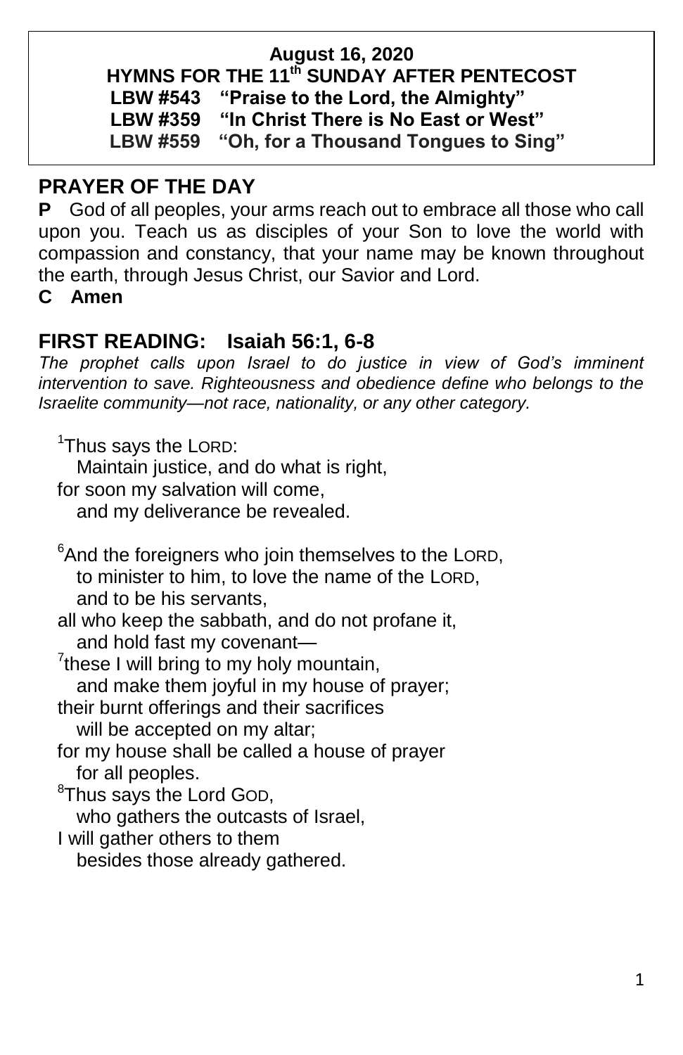**August 16, 2020**
**HYMNS FOR THE 11th SUNDAY AFTER PENTECOST**
**LBW #543 "Praise to the Lord, the Almighty"**
**LBW #359 "In Christ There is No East or West"**
**LBW #559 "Oh, for a Thousand Tongues to Sing"**

## PRAYER OF THE DAY

**P** God of all peoples, your arms reach out to embrace all those who call upon you. Teach us as disciples of your Son to love the world with compassion and constancy, that your name may be known throughout the earth, through Jesus Christ, our Savior and Lord.

**C Amen**

## FIRST READING: Isaiah 56:1, 6-8

*The prophet calls upon Israel to do justice in view of God's imminent intervention to save. Righteousness and obedience define who belongs to the Israelite community—not race, nationality, or any other category.*

[1]Thus says the LORD:
Maintain justice, and do what is right,
for soon my salvation will come,
and my deliverance be revealed.

[6]And the foreigners who join themselves to the LORD,
to minister to him, to love the name of the LORD,
and to be his servants,
all who keep the sabbath, and do not profane it,
and hold fast my covenant—
[7]these I will bring to my holy mountain,
and make them joyful in my house of prayer;
their burnt offerings and their sacrifices
will be accepted on my altar;
for my house shall be called a house of prayer
for all peoples.
[8]Thus says the Lord GOD,
who gathers the outcasts of Israel,
I will gather others to them
besides those already gathered.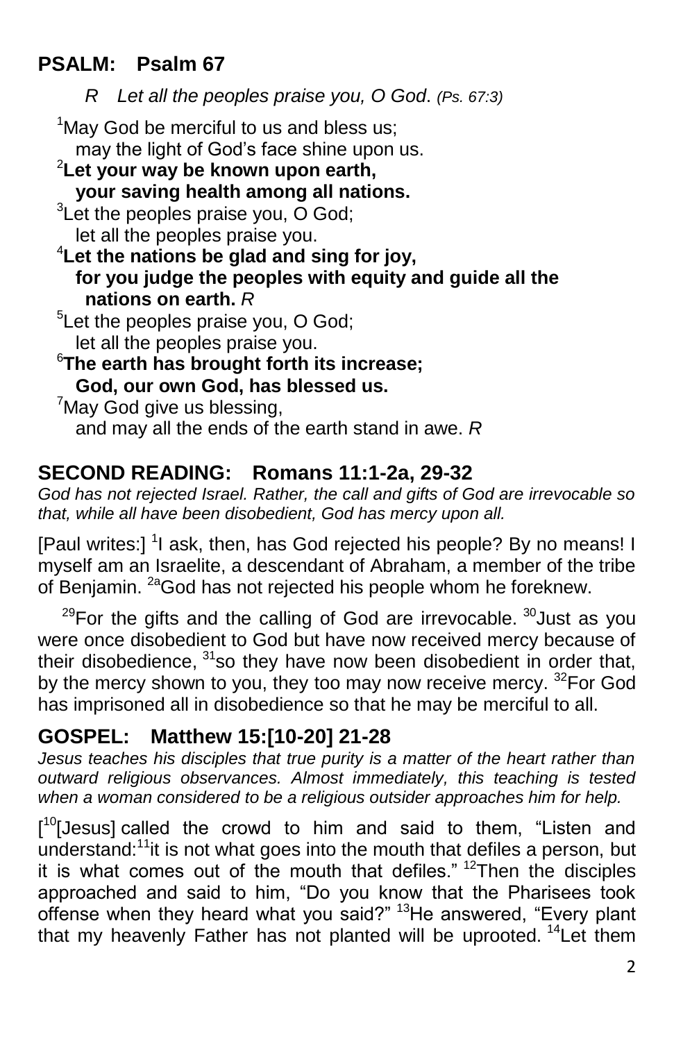## PSALM: Psalm 67

*R Let all the peoples praise you, O God*. *(Ps. 67:3)*

[1]May God be merciful to us and bless us;
may the light of God's face shine upon us.
[2]**Let your way be known upon earth,**
**your saving health among all nations.**
[3]Let the peoples praise you, O God;
let all the peoples praise you.
[4]**Let the nations be glad and sing for joy,**
**for you judge the peoples with equity and guide all the nations on earth.** *R*
[5]Let the peoples praise you, O God;
let all the peoples praise you.
[6]**The earth has brought forth its increase;**
**God, our own God, has blessed us.**
[7]May God give us blessing,
and may all the ends of the earth stand in awe. *R*

## SECOND READING: Romans 11:1-2a, 29-32

*God has not rejected Israel. Rather, the call and gifts of God are irrevocable so that, while all have been disobedient, God has mercy upon all.*

[Paul writes:] [1]I ask, then, has God rejected his people? By no means! I myself am an Israelite, a descendant of Abraham, a member of the tribe of Benjamin. [2a]God has not rejected his people whom he foreknew.

[29]For the gifts and the calling of God are irrevocable. [30]Just as you were once disobedient to God but have now received mercy because of their disobedience, [31]so they have now been disobedient in order that, by the mercy shown to you, they too may now receive mercy. [32]For God has imprisoned all in disobedience so that he may be merciful to all.

## GOSPEL: Matthew 15:[10-20] 21-28

*Jesus teaches his disciples that true purity is a matter of the heart rather than outward religious observances. Almost immediately, this teaching is tested when a woman considered to be a religious outsider approaches him for help.*

[[10][Jesus] called the crowd to him and said to them, "Listen and understand:[11]it is not what goes into the mouth that defiles a person, but it is what comes out of the mouth that defiles." [12]Then the disciples approached and said to him, "Do you know that the Pharisees took offense when they heard what you said?" [13]He answered, "Every plant that my heavenly Father has not planted will be uprooted. [14]Let them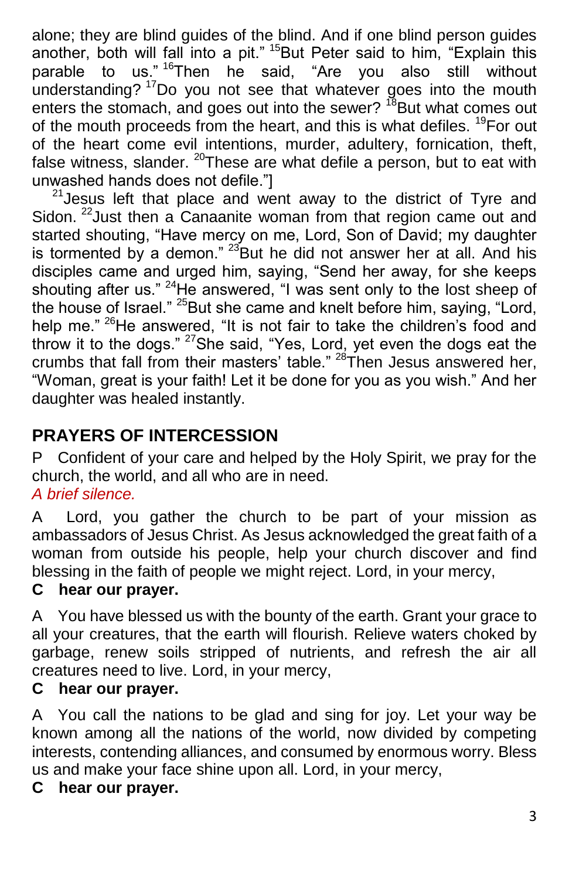alone; they are blind guides of the blind. And if one blind person guides another, both will fall into a pit." [15]But Peter said to him, "Explain this parable to us." [16]Then he said, "Are you also still without understanding? [17]Do you not see that whatever goes into the mouth enters the stomach, and goes out into the sewer? [18]But what comes out of the mouth proceeds from the heart, and this is what defiles. [19]For out of the heart come evil intentions, murder, adultery, fornication, theft, false witness, slander. [20]These are what defile a person, but to eat with unwashed hands does not defile."]

[21]Jesus left that place and went away to the district of Tyre and Sidon. [22]Just then a Canaanite woman from that region came out and started shouting, "Have mercy on me, Lord, Son of David; my daughter is tormented by a demon." [23]But he did not answer her at all. And his disciples came and urged him, saying, "Send her away, for she keeps shouting after us." [24]He answered, "I was sent only to the lost sheep of the house of Israel." [25]But she came and knelt before him, saying, "Lord, help me." [26]He answered, "It is not fair to take the children's food and throw it to the dogs." [27]She said, "Yes, Lord, yet even the dogs eat the crumbs that fall from their masters' table." [28]Then Jesus answered her, "Woman, great is your faith! Let it be done for you as you wish." And her daughter was healed instantly.

## PRAYERS OF INTERCESSION

P Confident of your care and helped by the Holy Spirit, we pray for the church, the world, and all who are in need.

*A brief silence.*

A Lord, you gather the church to be part of your mission as ambassadors of Jesus Christ. As Jesus acknowledged the great faith of a woman from outside his people, help your church discover and find blessing in the faith of people we might reject. Lord, in your mercy,

**C hear our prayer.**

A You have blessed us with the bounty of the earth. Grant your grace to all your creatures, that the earth will flourish. Relieve waters choked by garbage, renew soils stripped of nutrients, and refresh the air all creatures need to live. Lord, in your mercy,

**C hear our prayer.**

A You call the nations to be glad and sing for joy. Let your way be known among all the nations of the world, now divided by competing interests, contending alliances, and consumed by enormous worry. Bless us and make your face shine upon all. Lord, in your mercy,

**C hear our prayer.**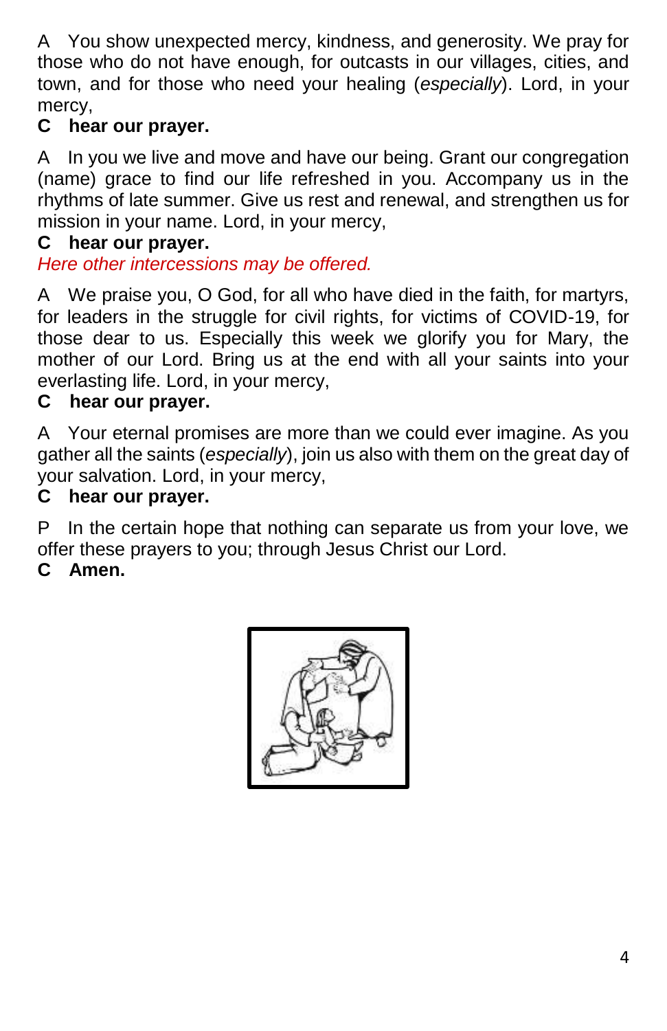A You show unexpected mercy, kindness, and generosity. We pray for those who do not have enough, for outcasts in our villages, cities, and town, and for those who need your healing (*especially*). Lord, in your mercy,

**C hear our prayer.**

A In you we live and move and have our being. Grant our congregation (name) grace to find our life refreshed in you. Accompany us in the rhythms of late summer. Give us rest and renewal, and strengthen us for mission in your name. Lord, in your mercy,

**C hear our prayer.**

*Here other intercessions may be offered.*

A We praise you, O God, for all who have died in the faith, for martyrs, for leaders in the struggle for civil rights, for victims of COVID-19, for those dear to us. Especially this week we glorify you for Mary, the mother of our Lord. Bring us at the end with all your saints into your everlasting life. Lord, in your mercy,

**C hear our prayer.**

A Your eternal promises are more than we could ever imagine. As you gather all the saints (*especially*), join us also with them on the great day of your salvation. Lord, in your mercy,

**C hear our prayer.**

P In the certain hope that nothing can separate us from your love, we offer these prayers to you; through Jesus Christ our Lord.

**C Amen.**